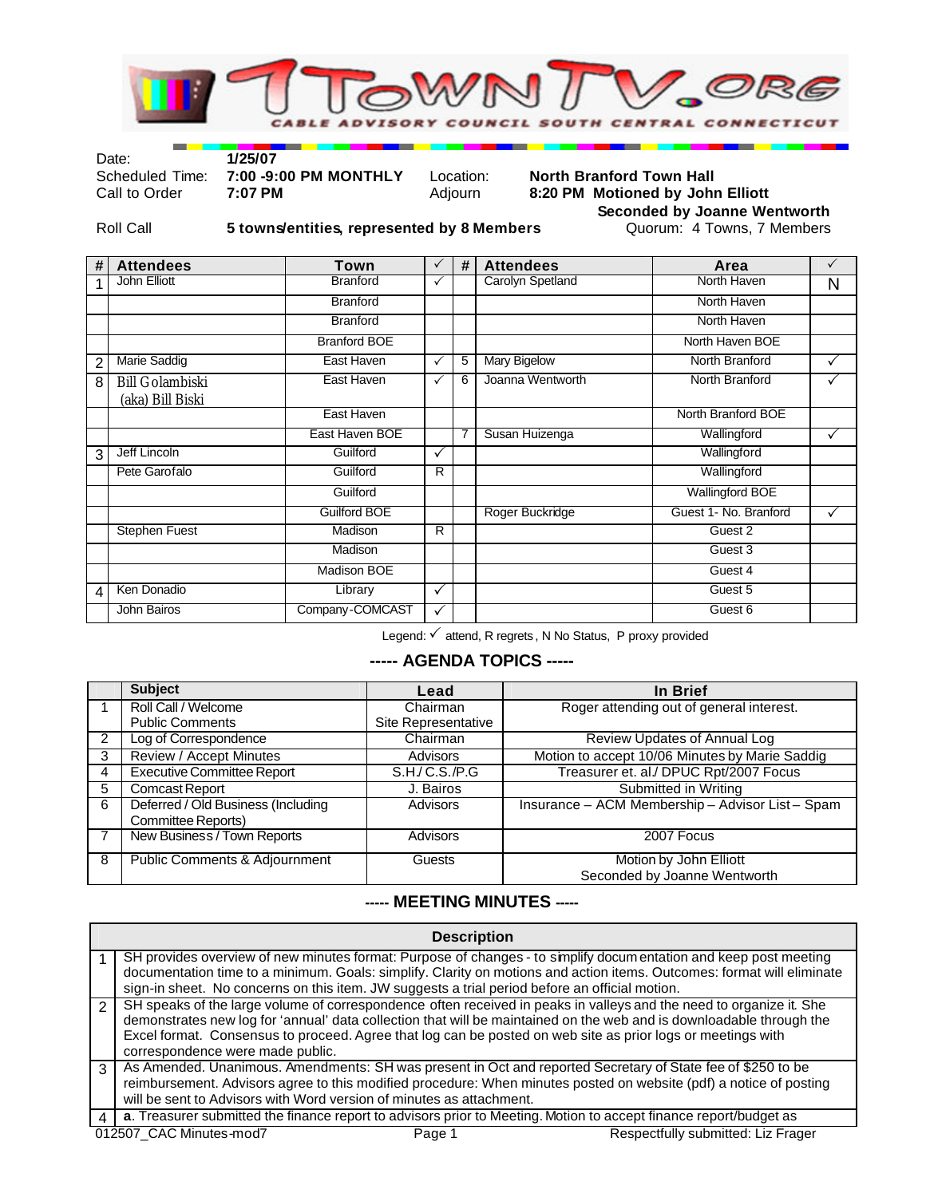# 1TownTV.org

CABLE ADVISORY COUNCIL SOUTH CENTRAL CONNECTICUT

| | | | |
|---|---|---|---|
| Date: | **1/25/07** | | |
| Scheduled Time: | **7:00 -9:00 PM MONTHLY** | Location: | **North Branford Town Hall** |
| Call to Order | **7:07 PM** | Adjourn | **8:20 PM Motioned by John Elliott Seconded by Joanne Wentworth** |
| Roll Call | **5 towns/entities, represented by 8 Members** | | Quorum: 4 Towns, 7 Members |

| # | Attendees | Town | ✓ | # | Attendees | Area | ✓ |
|---|---|---|---|---|---|---|---|
| 1 | John Elliott | Branford | ✓ | | Carolyn Spetland | North Haven | N |
| | | Branford | | | | North Haven | |
| | | Branford | | | | North Haven | |
| | | Branford BOE | | | | North Haven BOE | |
| 2 | Marie Saddig | East Haven | ✓ | 5 | Mary Bigelow | North Branford | ✓ |
| 8 | Bill Golambiski (aka) Bill Biski | East Haven | ✓ | 6 | Joanna Wentworth | North Branford | ✓ |
| | | East Haven | | | | North Branford BOE | |
| | | East Haven BOE | | 7 | Susan Huizenga | Wallingford | ✓ |
| 3 | Jeff Lincoln | Guilford | ✓ | | | Wallingford | |
| | Pete Garofalo | Guilford | R | | | Wallingford | |
| | | Guilford | | | | Wallingford BOE | |
| | | Guilford BOE | | | Roger Buckridge | Guest 1- No. Branford | ✓ |
| | Stephen Fuest | Madison | R | | | Guest 2 | |
| | | Madison | | | | Guest 3 | |
| | | Madison BOE | | | | Guest 4 | |
| 4 | Ken Donadio | Library | ✓ | | | Guest 5 | |
| | John Bairos | Company-COMCAST | ✓ | | | Guest 6 | |

Legend: ✓ attend, R regrets, N No Status, P proxy provided

## ----- AGENDA TOPICS -----

| | Subject | Lead | In Brief |
|---|---|---|---|
| 1 | Roll Call / Welcome Public Comments | Chairman Site Representative | Roger attending out of general interest. |
| 2 | Log of Correspondence | Chairman | Review Updates of Annual Log |
| 3 | Review / Accept Minutes | Advisors | Motion to accept 10/06 Minutes by Marie Saddig |
| 4 | Executive Committee Report | S.H./C.S./P.G | Treasurer et. al./ DPUC Rpt/2007 Focus |
| 5 | Comcast Report | J. Bairos | Submitted in Writing |
| 6 | Deferred / Old Business (Including Committee Reports) | Advisors | Insurance – ACM Membership – Advisor List – Spam |
| 7 | New Business / Town Reports | Advisors | 2007 Focus |
| 8 | Public Comments & Adjournment | Guests | Motion by John Elliott Seconded by Joanne Wentworth |

## ----- MEETING MINUTES -----

| | Description |
|---|---|
| 1 | SH provides overview of new minutes format: Purpose of changes - to simplify documentation and keep post meeting documentation time to a minimum. Goals: simplify. Clarity on motions and action items. Outcomes: format will eliminate sign-in sheet. No concerns on this item. JW suggests a trial period before an official motion. |
| 2 | SH speaks of the large volume of correspondence often received in peaks in valleys and the need to organize it. She demonstrates new log for 'annual' data collection that will be maintained on the web and is downloadable through the Excel format. Consensus to proceed. Agree that log can be posted on web site as prior logs or meetings with correspondence were made public. |
| 3 | As Amended. Unanimous. Amendments: SH was present in Oct and reported Secretary of State fee of $250 to be reimbursement. Advisors agree to this modified procedure: When minutes posted on website (pdf) a notice of posting will be sent to Advisors with Word version of minutes as attachment. |
| 4 | **a**. Treasurer submitted the finance report to advisors prior to Meeting. Motion to accept finance report/budget as |

012507_CAC Minutes-mod7 — Respectfully submitted: Liz Frager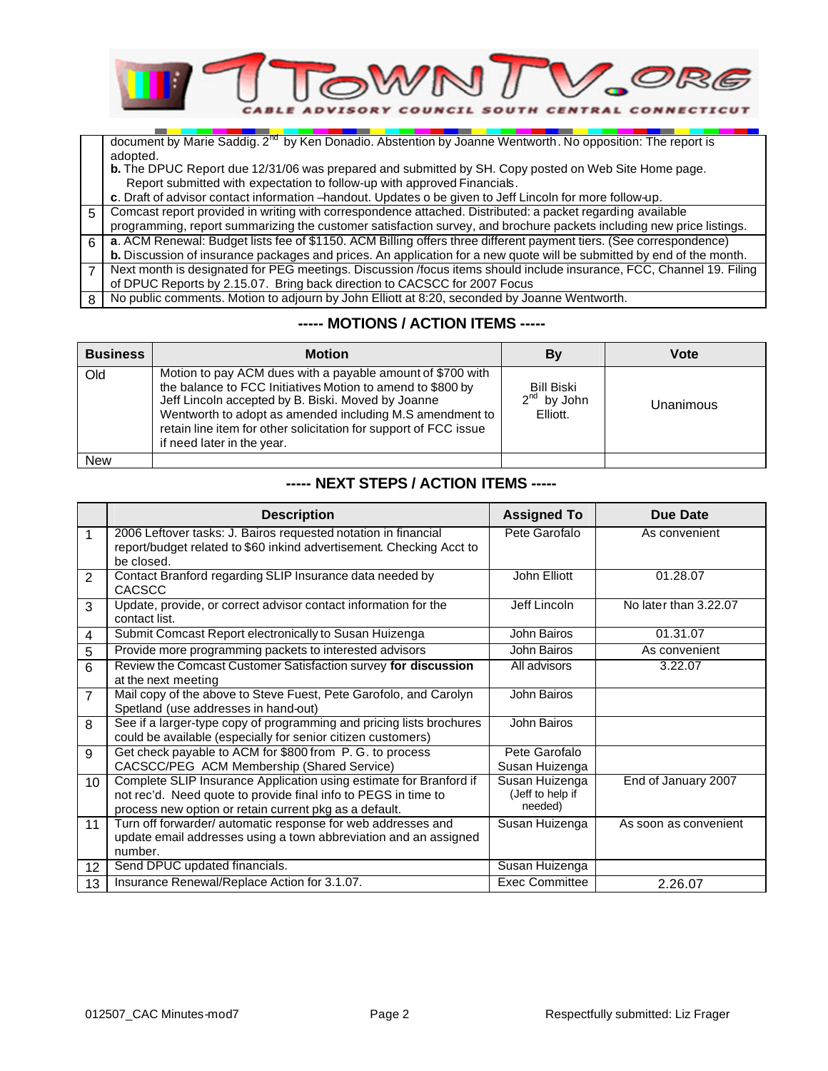| | |
|---|---|
| | document by Marie Saddig. 2nd by Ken Donadio. Abstention by Joanne Wentworth. No opposition: The report is adopted. **b.** The DPUC Report due 12/31/06 was prepared and submitted by SH. Copy posted on Web Site Home page. Report submitted with expectation to follow-up with approved Financials. **c**. Draft of advisor contact information –handout. Updates o be given to Jeff Lincoln for more follow-up. |
| 5 | Comcast report provided in writing with correspondence attached. Distributed: a packet regarding available programming, report summarizing the customer satisfaction survey, and brochure packets including new price listings. |
| 6 | **a**. ACM Renewal: Budget lists fee of $1150. ACM Billing offers three different payment tiers. (See correspondence) **b.** Discussion of insurance packages and prices. An application for a new quote will be submitted by end of the month. |
| 7 | Next month is designated for PEG meetings. Discussion /focus items should include insurance, FCC, Channel 19. Filing of DPUC Reports by 2.15.07. Bring back direction to CACSCC for 2007 Focus |
| 8 | No public comments. Motion to adjourn by John Elliott at 8:20, seconded by Joanne Wentworth. |

## ----- MOTIONS / ACTION ITEMS -----

| Business | Motion | By | Vote |
|---|---|---|---|
| Old | Motion to pay ACM dues with a payable amount of $700 with the balance to FCC Initiatives Motion to amend to $800 by Jeff Lincoln accepted by B. Biski. Moved by Joanne Wentworth to adopt as amended including M.S amendment to retain line item for other solicitation for support of FCC issue if need later in the year. | Bill Biski 2nd by John Elliott. | Unanimous |
| New | | | |

## ----- NEXT STEPS / ACTION ITEMS -----

| | Description | Assigned To | Due Date |
|---|---|---|---|
| 1 | 2006 Leftover tasks: J. Bairos requested notation in financial report/budget related to $60 inkind advertisement. Checking Acct to be closed. | Pete Garofalo | As convenient |
| 2 | Contact Branford regarding SLIP Insurance data needed by CACSCC | John Elliott | 01.28.07 |
| 3 | Update, provide, or correct advisor contact information for the contact list. | Jeff Lincoln | No later than 3.22.07 |
| 4 | Submit Comcast Report electronically to Susan Huizenga | John Bairos | 01.31.07 |
| 5 | Provide more programming packets to interested advisors | John Bairos | As convenient |
| 6 | Review the Comcast Customer Satisfaction survey **for discussion** at the next meeting | All advisors | 3.22.07 |
| 7 | Mail copy of the above to Steve Fuest, Pete Garofolo, and Carolyn Spetland (use addresses in hand-out) | John Bairos | |
| 8 | See if a larger-type copy of programming and pricing lists brochures could be available (especially for senior citizen customers) | John Bairos | |
| 9 | Get check payable to ACM for $800 from P. G. to process CACSCC/PEG ACM Membership (Shared Service) | Pete Garofalo Susan Huizenga | |
| 10 | Complete SLIP Insurance Application using estimate for Branford if not rec'd. Need quote to provide final info to PEGS in time to process new option or retain current pkg as a default. | Susan Huizenga (Jeff to help if needed) | End of January 2007 |
| 11 | Turn off forwarder/ automatic response for web addresses and update email addresses using a town abbreviation and an assigned number. | Susan Huizenga | As soon as convenient |
| 12 | Send DPUC updated financials. | Susan Huizenga | |
| 13 | Insurance Renewal/Replace Action for 3.1.07. | Exec Committee | 2.26.07 |

012507_CAC Minutes-mod7 Respectfully submitted: Liz Frager